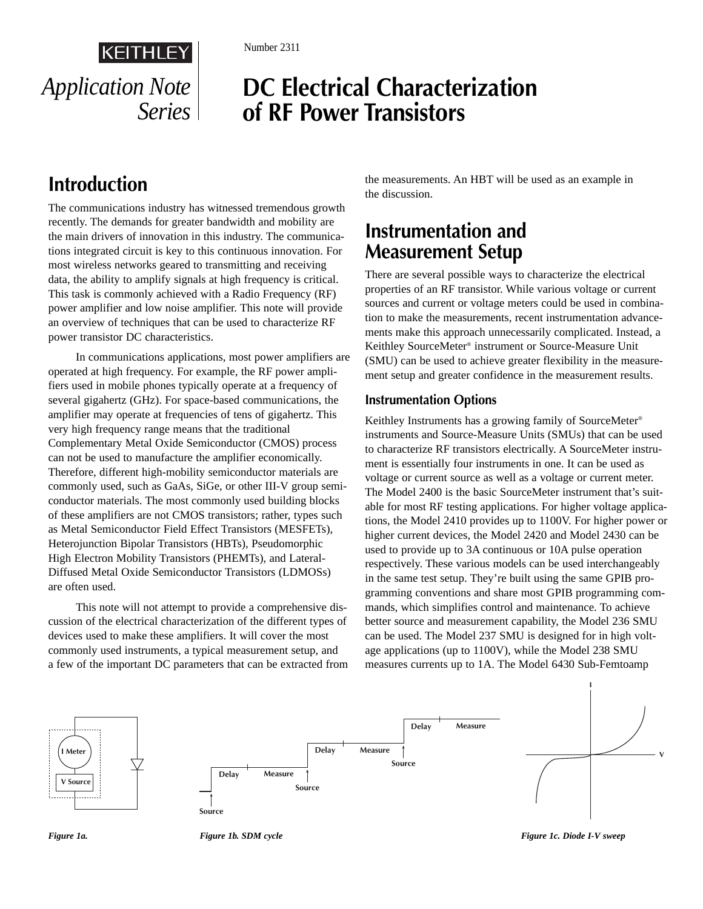KEITHLEY

*Application Note Series*

Number 2311

# DC Electrical Characterization of RF Power Transistors

## Introduction

The communications industry has witnessed tremendous growth recently. The demands for greater bandwidth and mobility are the main drivers of innovation in this industry. The communications integrated circuit is key to this continuous innovation. For most wireless networks geared to transmitting and receiving data, the ability to amplify signals at high frequency is critical. This task is commonly achieved with a Radio Frequency (RF) power amplifier and low noise amplifier. This note will provide an overview of techniques that can be used to characterize RF power transistor DC characteristics.

In communications applications, most power amplifiers are operated at high frequency. For example, the RF power amplifiers used in mobile phones typically operate at a frequency of several gigahertz (GHz). For space-based communications, the amplifier may operate at frequencies of tens of gigahertz. This very high frequency range means that the traditional Complementary Metal Oxide Semiconductor (CMOS) process can not be used to manufacture the amplifier economically. Therefore, different high-mobility semiconductor materials are commonly used, such as GaAs, SiGe, or other III-V group semiconductor materials. The most commonly used building blocks of these amplifiers are not CMOS transistors; rather, types such as Metal Semiconductor Field Effect Transistors (MESFETs), Heterojunction Bipolar Transistors (HBTs), Pseudomorphic High Electron Mobility Transistors (PHEMTs), and Lateral-Diffused Metal Oxide Semiconductor Transistors (LDMOSs) are often used.

This note will not attempt to provide a comprehensive discussion of the electrical characterization of the different types of devices used to make these amplifiers. It will cover the most commonly used instruments, a typical measurement setup, and a few of the important DC parameters that can be extracted from the measurements. An HBT will be used as an example in the discussion.

## Instrumentation and Measurement Setup

There are several possible ways to characterize the electrical properties of an RF transistor. While various voltage or current sources and current or voltage meters could be used in combination to make the measurements, recent instrumentation advancements make this approach unnecessarily complicated. Instead, a Keithley SourceMeter® instrument or Source-Measure Unit (SMU) can be used to achieve greater flexibility in the measurement setup and greater confidence in the measurement results.

### Instrumentation Options

Keithley Instruments has a growing family of SourceMeter® instruments and Source-Measure Units (SMUs) that can be used to characterize RF transistors electrically. A SourceMeter instrument is essentially four instruments in one. It can be used as voltage or current source as well as a voltage or current meter. The Model 2400 is the basic SourceMeter instrument that's suitable for most RF testing applications. For higher voltage applications, the Model 2410 provides up to 1100V. For higher power or higher current devices, the Model 2420 and Model 2430 can be used to provide up to 3A continuous or 10A pulse operation respectively. These various models can be used interchangeably in the same test setup. They're built using the same GPIB programming conventions and share most GPIB programming commands, which simplifies control and maintenance. To achieve better source and measurement capability, the Model 236 SMU can be used. The Model 237 SMU is designed for in high voltage applications (up to 1100V), while the Model 238 SMU measures currents up to 1A. The Model 6430 Sub-Femtoamp

*Figure 1a.*

*Figure 1b. SDM cycle*

*Figure 1c. Diode I-V sweep*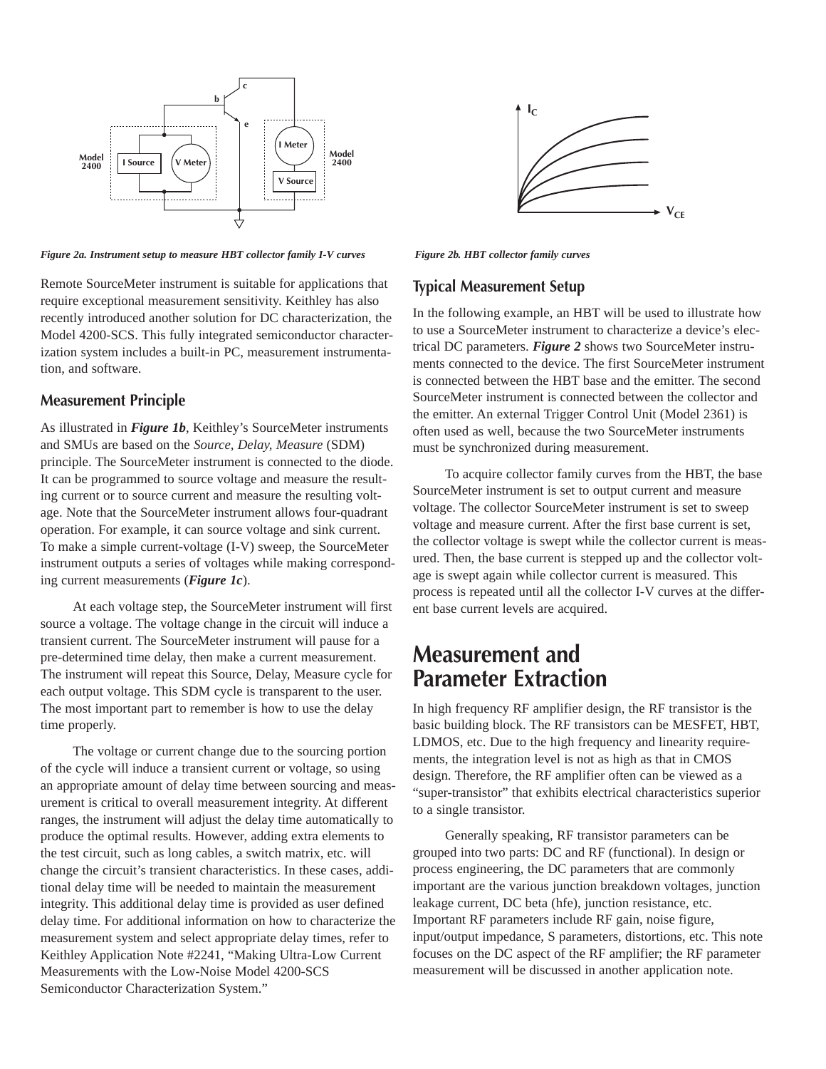*Figure 2a. Instrument setup to measure HBT collector family I-V curves*

*Figure 2b. HBT collector family curves*

Remote SourceMeter instrument is suitable for applications that require exceptional measurement sensitivity. Keithley has also recently introduced another solution for DC characterization, the Model 4200-SCS. This fully integrated semiconductor characterization system includes a built-in PC, measurement instrumentation, and software.

### Measurement Principle

As illustrated in ***Figure 1b***, Keithley's SourceMeter instruments and SMUs are based on the *Source, Delay, Measure* (SDM) principle. The SourceMeter instrument is connected to the diode. It can be programmed to source voltage and measure the resulting current or to source current and measure the resulting voltage. Note that the SourceMeter instrument allows four-quadrant operation. For example, it can source voltage and sink current. To make a simple current-voltage (I-V) sweep, the SourceMeter instrument outputs a series of voltages while making corresponding current measurements (***Figure 1c***).

At each voltage step, the SourceMeter instrument will first source a voltage. The voltage change in the circuit will induce a transient current. The SourceMeter instrument will pause for a pre-determined time delay, then make a current measurement. The instrument will repeat this Source, Delay, Measure cycle for each output voltage. This SDM cycle is transparent to the user. The most important part to remember is how to use the delay time properly.

The voltage or current change due to the sourcing portion of the cycle will induce a transient current or voltage, so using an appropriate amount of delay time between sourcing and measurement is critical to overall measurement integrity. At different ranges, the instrument will adjust the delay time automatically to produce the optimal results. However, adding extra elements to the test circuit, such as long cables, a switch matrix, etc. will change the circuit's transient characteristics. In these cases, additional delay time will be needed to maintain the measurement integrity. This additional delay time is provided as user defined delay time. For additional information on how to characterize the measurement system and select appropriate delay times, refer to Keithley Application Note #2241, "Making Ultra-Low Current Measurements with the Low-Noise Model 4200-SCS Semiconductor Characterization System."

### Typical Measurement Setup

In the following example, an HBT will be used to illustrate how to use a SourceMeter instrument to characterize a device's electrical DC parameters. ***Figure 2*** shows two SourceMeter instruments connected to the device. The first SourceMeter instrument is connected between the HBT base and the emitter. The second SourceMeter instrument is connected between the collector and the emitter. An external Trigger Control Unit (Model 2361) is often used as well, because the two SourceMeter instruments must be synchronized during measurement.

To acquire collector family curves from the HBT, the base SourceMeter instrument is set to output current and measure voltage. The collector SourceMeter instrument is set to sweep voltage and measure current. After the first base current is set, the collector voltage is swept while the collector current is measured. Then, the base current is stepped up and the collector voltage is swept again while collector current is measured. This process is repeated until all the collector I-V curves at the different base current levels are acquired.

## Measurement and Parameter Extraction

In high frequency RF amplifier design, the RF transistor is the basic building block. The RF transistors can be MESFET, HBT, LDMOS, etc. Due to the high frequency and linearity requirements, the integration level is not as high as that in CMOS design. Therefore, the RF amplifier often can be viewed as a "super-transistor" that exhibits electrical characteristics superior to a single transistor.

Generally speaking, RF transistor parameters can be grouped into two parts: DC and RF (functional). In design or process engineering, the DC parameters that are commonly important are the various junction breakdown voltages, junction leakage current, DC beta (hfe), junction resistance, etc. Important RF parameters include RF gain, noise figure, input/output impedance, S parameters, distortions, etc. This note focuses on the DC aspect of the RF amplifier; the RF parameter measurement will be discussed in another application note.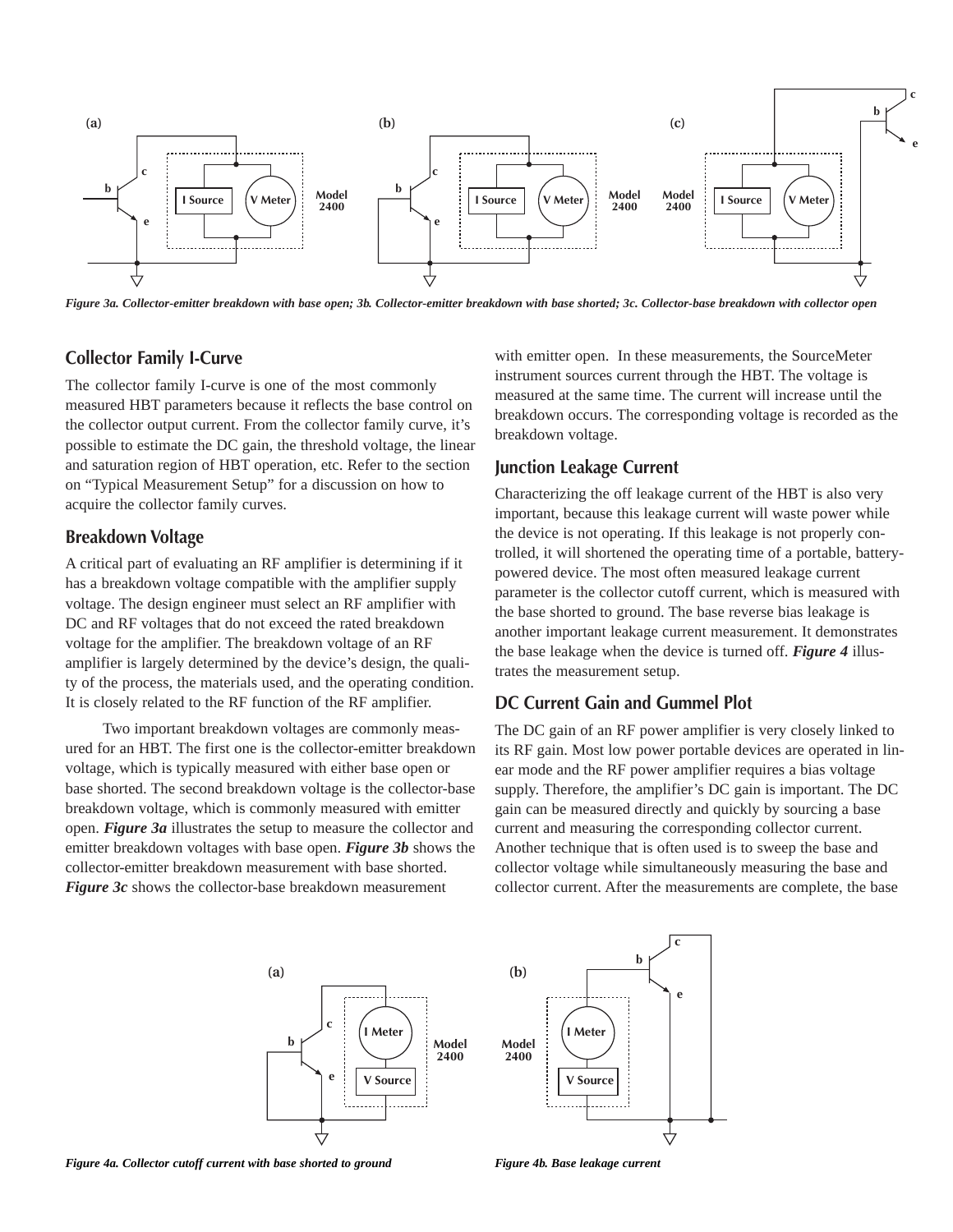Figure 3a. Collector-emitter breakdown with base open; 3b. Collector-emitter breakdown with base shorted; 3c. Collector-base breakdown with collector open

## Collector Family I-Curve

The collector family I-curve is one of the most commonly measured HBT parameters because it reflects the base control on the collector output current. From the collector family curve, it's possible to estimate the DC gain, the threshold voltage, the linear and saturation region of HBT operation, etc. Refer to the section on "Typical Measurement Setup" for a discussion on how to acquire the collector family curves.

## Breakdown Voltage

A critical part of evaluating an RF amplifier is determining if it has a breakdown voltage compatible with the amplifier supply voltage. The design engineer must select an RF amplifier with DC and RF voltages that do not exceed the rated breakdown voltage for the amplifier. The breakdown voltage of an RF amplifier is largely determined by the device's design, the quality of the process, the materials used, and the operating condition. It is closely related to the RF function of the RF amplifier.

Two important breakdown voltages are commonly measured for an HBT. The first one is the collector-emitter breakdown voltage, which is typically measured with either base open or base shorted. The second breakdown voltage is the collector-base breakdown voltage, which is commonly measured with emitter open. ***Figure 3a*** illustrates the setup to measure the collector and emitter breakdown voltages with base open. ***Figure 3b*** shows the collector-emitter breakdown measurement with base shorted. ***Figure 3c*** shows the collector-base breakdown measurement with emitter open. In these measurements, the SourceMeter instrument sources current through the HBT. The voltage is measured at the same time. The current will increase until the breakdown occurs. The corresponding voltage is recorded as the breakdown voltage.

## Junction Leakage Current

Characterizing the off leakage current of the HBT is also very important, because this leakage current will waste power while the device is not operating. If this leakage is not properly controlled, it will shortened the operating time of a portable, battery-powered device. The most often measured leakage current parameter is the collector cutoff current, which is measured with the base shorted to ground. The base reverse bias leakage is another important leakage current measurement. It demonstrates the base leakage when the device is turned off. ***Figure 4*** illustrates the measurement setup.

## DC Current Gain and Gummel Plot

The DC gain of an RF power amplifier is very closely linked to its RF gain. Most low power portable devices are operated in linear mode and the RF power amplifier requires a bias voltage supply. Therefore, the amplifier's DC gain is important. The DC gain can be measured directly and quickly by sourcing a base current and measuring the corresponding collector current. Another technique that is often used is to sweep the base and collector voltage while simultaneously measuring the base and collector current. After the measurements are complete, the base

*Figure 4a. Collector cutoff current with base shorted to ground*

*Figure 4b. Base leakage current*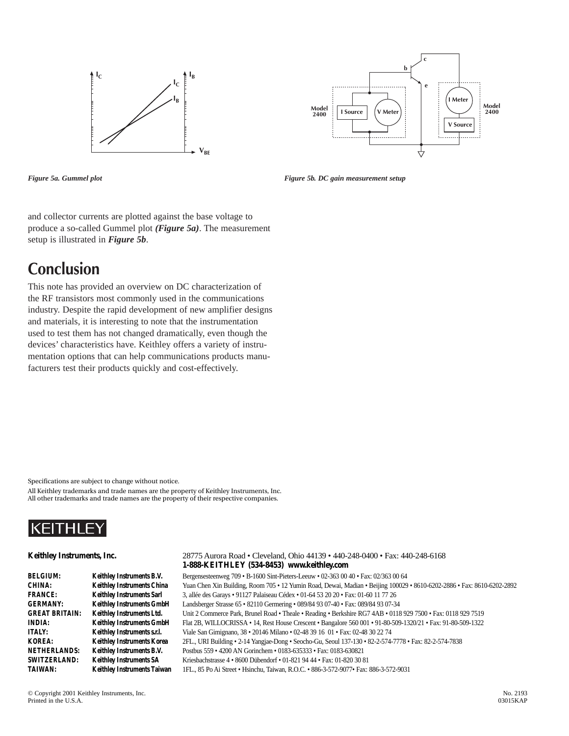$I_C$

$I_B$

$I_C$

$I_B$

$V_{BE}$

*Figure 5a. Gummel plot*

c

b

e

Model 2400

I Source

V Meter

I Meter

V Source

Model 2400

*Figure 5b. DC gain measurement setup*

and collector currents are plotted against the base voltage to produce a so-called Gummel plot ***(Figure 5a)***. The measurement setup is illustrated in ***Figure 5b***.

## Conclusion

This note has provided an overview on DC characterization of the RF transistors most commonly used in the communications industry. Despite the rapid development of new amplifier designs and materials, it is interesting to note that the instrumentation used to test them has not changed dramatically, even though the devices' characteristics have. Keithley offers a variety of instrumentation options that can help communications products manufacturers test their products quickly and cost-effectively.

Specifications are subject to change without notice.

All Keithley trademarks and trade names are the property of Keithley Instruments, Inc.
All other trademarks and trade names are the property of their respective companies.

KEITHLEY

**Keithley Instruments, Inc.** 28775 Aurora Road • Cleveland, Ohio 44139 • 440-248-0400 • Fax: 440-248-6168
**1-888-KEITHLEY (534-8453) www.keithley.com**

| | | |
|---|---|---|
| **BELGIUM:** | **Keithley Instruments B.V.** | Bergensesteenweg 709 • B-1600 Sint-Pieters-Leeuw • 02-363 00 40 • Fax: 02/363 00 64 |
| **CHINA:** | **Keithley Instruments China** | Yuan Chen Xin Building, Room 705 • 12 Yumin Road, Dewai, Madian • Beijing 100029 • 8610-6202-2886 • Fax: 8610-6202-2892 |
| **FRANCE:** | **Keithley Instruments Sarl** | 3, allée des Garays • 91127 Palaiseau Cédex • 01-64 53 20 20 • Fax: 01-60 11 77 26 |
| **GERMANY:** | **Keithley Instruments GmbH** | Landsberger Strasse 65 • 82110 Germering • 089/84 93 07-40 • Fax: 089/84 93 07-34 |
| **GREAT BRITAIN:** | **Keithley Instruments Ltd.** | Unit 2 Commerce Park, Brunel Road • Theale • Reading • Berkshire RG7 4AB • 0118 929 7500 • Fax: 0118 929 7519 |
| **INDIA:** | **Keithley Instruments GmbH** | Flat 2B, WILLOCRISSA • 14, Rest House Crescent • Bangalore 560 001 • 91-80-509-1320/21 • Fax: 91-80-509-1322 |
| **ITALY:** | **Keithley Instruments s.r.l.** | Viale San Gimignano, 38 • 20146 Milano • 02-48 39 16 01 • Fax: 02-48 30 22 74 |
| **KOREA:** | **Keithley Instruments Korea** | 2FL., URI Building • 2-14 Yangjae-Dong • Seocho-Gu, Seoul 137-130 • 82-2-574-7778 • Fax: 82-2-574-7838 |
| **NETHERLANDS:** | **Keithley Instruments B.V.** | Postbus 559 • 4200 AN Gorinchem • 0183-635333 • Fax: 0183-630821 |
| **SWITZERLAND:** | **Keithley Instruments SA** | Kriesbachstrasse 4 • 8600 Dübendorf • 01-821 94 44 • Fax: 01-820 30 81 |
| **TAIWAN:** | **Keithley Instruments Taiwan** | 1FL., 85 Po Ai Street • Hsinchu, Taiwan, R.O.C. • 886-3-572-9077• Fax: 886-3-572-9031 |

© Copyright 2001 Keithley Instruments, Inc.
Printed in the U.S.A.

No. 2193
03015KAP